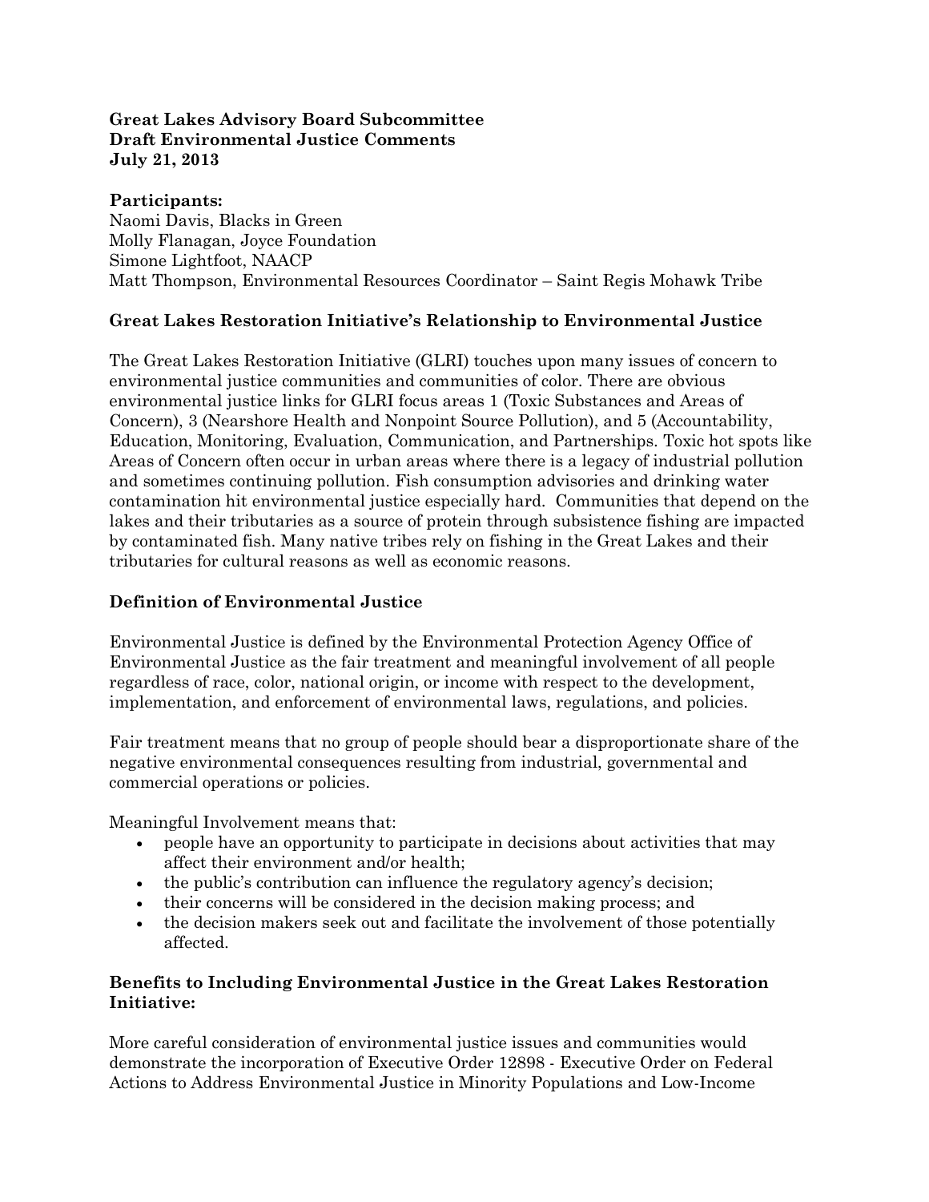**Great Lakes Advisory Board Subcommittee**
**Draft Environmental Justice Comments**
**July 21, 2013**

**Participants:**
Naomi Davis, Blacks in Green
Molly Flanagan, Joyce Foundation
Simone Lightfoot, NAACP
Matt Thompson, Environmental Resources Coordinator – Saint Regis Mohawk Tribe

## Great Lakes Restoration Initiative's Relationship to Environmental Justice

The Great Lakes Restoration Initiative (GLRI) touches upon many issues of concern to environmental justice communities and communities of color. There are obvious environmental justice links for GLRI focus areas 1 (Toxic Substances and Areas of Concern), 3 (Nearshore Health and Nonpoint Source Pollution), and 5 (Accountability, Education, Monitoring, Evaluation, Communication, and Partnerships. Toxic hot spots like Areas of Concern often occur in urban areas where there is a legacy of industrial pollution and sometimes continuing pollution. Fish consumption advisories and drinking water contamination hit environmental justice especially hard. Communities that depend on the lakes and their tributaries as a source of protein through subsistence fishing are impacted by contaminated fish. Many native tribes rely on fishing in the Great Lakes and their tributaries for cultural reasons as well as economic reasons.

## Definition of Environmental Justice

Environmental Justice is defined by the Environmental Protection Agency Office of Environmental Justice as the fair treatment and meaningful involvement of all people regardless of race, color, national origin, or income with respect to the development, implementation, and enforcement of environmental laws, regulations, and policies.

Fair treatment means that no group of people should bear a disproportionate share of the negative environmental consequences resulting from industrial, governmental and commercial operations or policies.

Meaningful Involvement means that:

- people have an opportunity to participate in decisions about activities that may affect their environment and/or health;
- the public's contribution can influence the regulatory agency's decision;
- their concerns will be considered in the decision making process; and
- the decision makers seek out and facilitate the involvement of those potentially affected.

## Benefits to Including Environmental Justice in the Great Lakes Restoration Initiative:

More careful consideration of environmental justice issues and communities would demonstrate the incorporation of Executive Order 12898 - Executive Order on Federal Actions to Address Environmental Justice in Minority Populations and Low-Income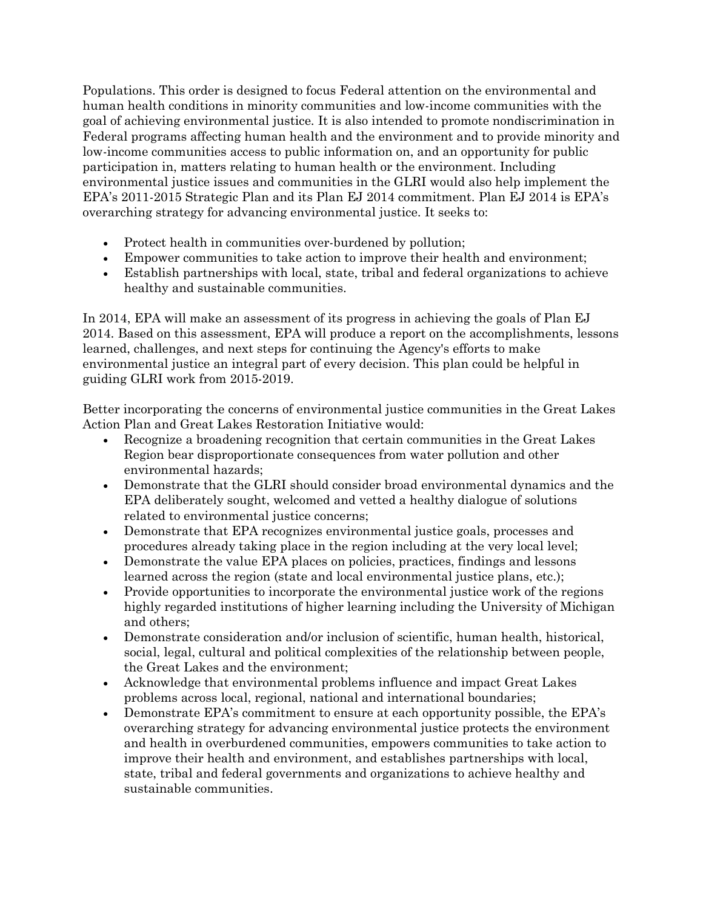Populations. This order is designed to focus Federal attention on the environmental and human health conditions in minority communities and low-income communities with the goal of achieving environmental justice. It is also intended to promote nondiscrimination in Federal programs affecting human health and the environment and to provide minority and low-income communities access to public information on, and an opportunity for public participation in, matters relating to human health or the environment. Including environmental justice issues and communities in the GLRI would also help implement the EPA's 2011-2015 Strategic Plan and its Plan EJ 2014 commitment. Plan EJ 2014 is EPA's overarching strategy for advancing environmental justice. It seeks to:

- Protect health in communities over-burdened by pollution;
- Empower communities to take action to improve their health and environment;
- Establish partnerships with local, state, tribal and federal organizations to achieve healthy and sustainable communities.

In 2014, EPA will make an assessment of its progress in achieving the goals of Plan EJ 2014. Based on this assessment, EPA will produce a report on the accomplishments, lessons learned, challenges, and next steps for continuing the Agency's efforts to make environmental justice an integral part of every decision. This plan could be helpful in guiding GLRI work from 2015-2019.

Better incorporating the concerns of environmental justice communities in the Great Lakes Action Plan and Great Lakes Restoration Initiative would:

- Recognize a broadening recognition that certain communities in the Great Lakes Region bear disproportionate consequences from water pollution and other environmental hazards;
- Demonstrate that the GLRI should consider broad environmental dynamics and the EPA deliberately sought, welcomed and vetted a healthy dialogue of solutions related to environmental justice concerns;
- Demonstrate that EPA recognizes environmental justice goals, processes and procedures already taking place in the region including at the very local level;
- Demonstrate the value EPA places on policies, practices, findings and lessons learned across the region (state and local environmental justice plans, etc.);
- Provide opportunities to incorporate the environmental justice work of the regions highly regarded institutions of higher learning including the University of Michigan and others;
- Demonstrate consideration and/or inclusion of scientific, human health, historical, social, legal, cultural and political complexities of the relationship between people, the Great Lakes and the environment;
- Acknowledge that environmental problems influence and impact Great Lakes problems across local, regional, national and international boundaries;
- Demonstrate EPA's commitment to ensure at each opportunity possible, the EPA's overarching strategy for advancing environmental justice protects the environment and health in overburdened communities, empowers communities to take action to improve their health and environment, and establishes partnerships with local, state, tribal and federal governments and organizations to achieve healthy and sustainable communities.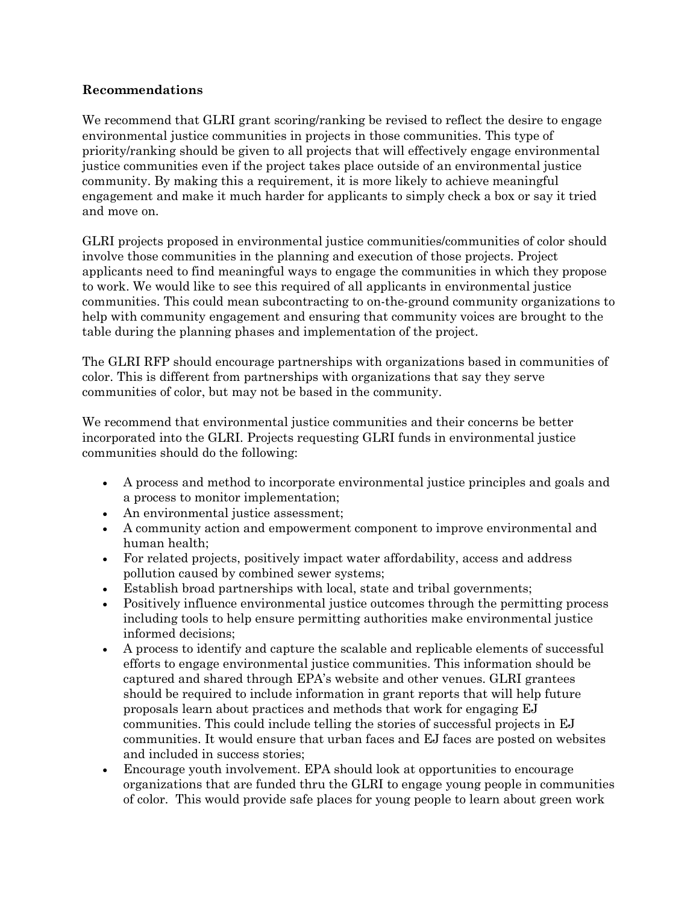**Recommendations**

We recommend that GLRI grant scoring/ranking be revised to reflect the desire to engage environmental justice communities in projects in those communities. This type of priority/ranking should be given to all projects that will effectively engage environmental justice communities even if the project takes place outside of an environmental justice community. By making this a requirement, it is more likely to achieve meaningful engagement and make it much harder for applicants to simply check a box or say it tried and move on.

GLRI projects proposed in environmental justice communities/communities of color should involve those communities in the planning and execution of those projects. Project applicants need to find meaningful ways to engage the communities in which they propose to work. We would like to see this required of all applicants in environmental justice communities. This could mean subcontracting to on-the-ground community organizations to help with community engagement and ensuring that community voices are brought to the table during the planning phases and implementation of the project.

The GLRI RFP should encourage partnerships with organizations based in communities of color. This is different from partnerships with organizations that say they serve communities of color, but may not be based in the community.

We recommend that environmental justice communities and their concerns be better incorporated into the GLRI. Projects requesting GLRI funds in environmental justice communities should do the following:

- A process and method to incorporate environmental justice principles and goals and a process to monitor implementation;
- An environmental justice assessment;
- A community action and empowerment component to improve environmental and human health;
- For related projects, positively impact water affordability, access and address pollution caused by combined sewer systems;
- Establish broad partnerships with local, state and tribal governments;
- Positively influence environmental justice outcomes through the permitting process including tools to help ensure permitting authorities make environmental justice informed decisions;
- A process to identify and capture the scalable and replicable elements of successful efforts to engage environmental justice communities. This information should be captured and shared through EPA's website and other venues. GLRI grantees should be required to include information in grant reports that will help future proposals learn about practices and methods that work for engaging EJ communities. This could include telling the stories of successful projects in EJ communities. It would ensure that urban faces and EJ faces are posted on websites and included in success stories;
- Encourage youth involvement. EPA should look at opportunities to encourage organizations that are funded thru the GLRI to engage young people in communities of color. This would provide safe places for young people to learn about green work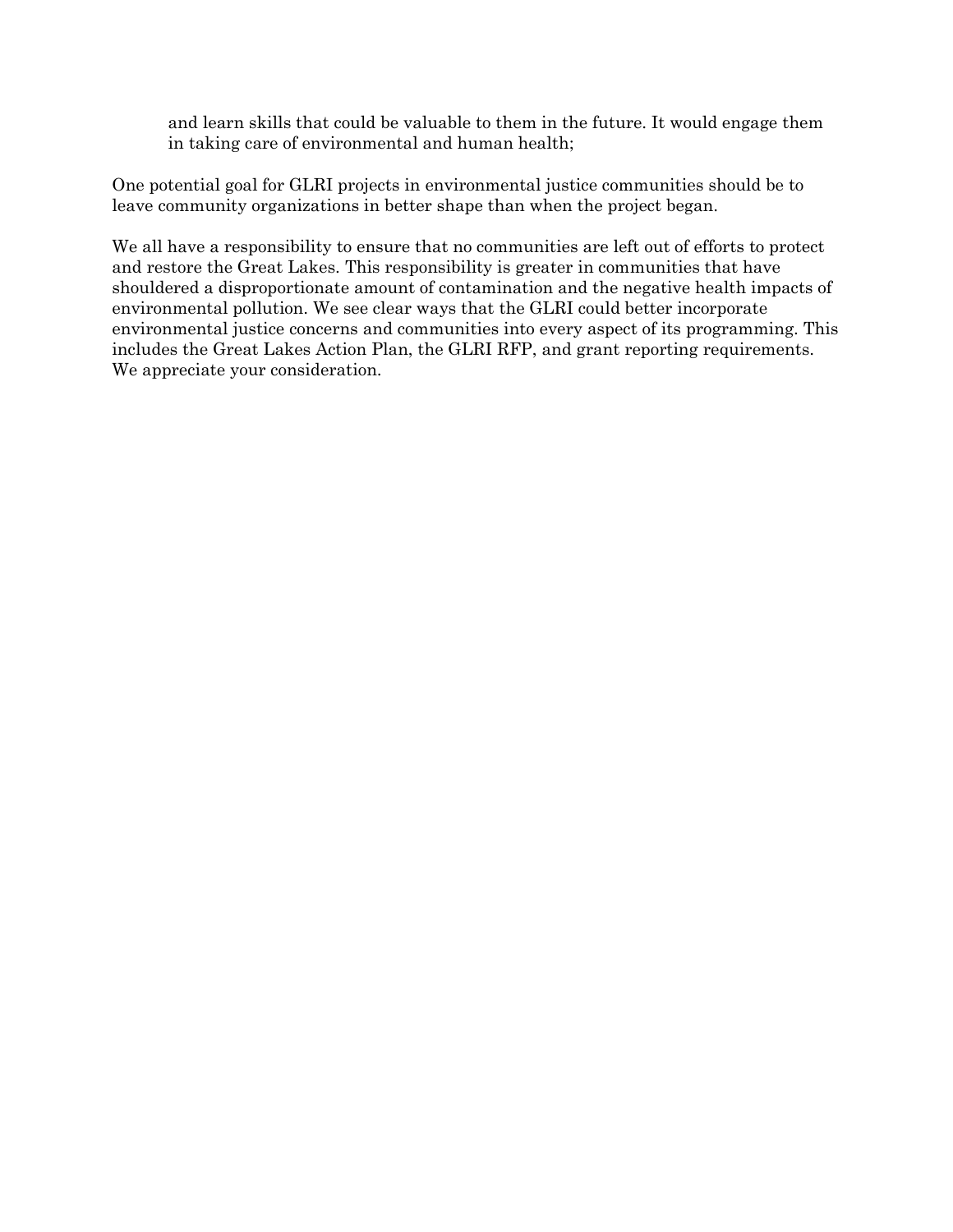and learn skills that could be valuable to them in the future. It would engage them in taking care of environmental and human health;

One potential goal for GLRI projects in environmental justice communities should be to leave community organizations in better shape than when the project began.

We all have a responsibility to ensure that no communities are left out of efforts to protect and restore the Great Lakes. This responsibility is greater in communities that have shouldered a disproportionate amount of contamination and the negative health impacts of environmental pollution. We see clear ways that the GLRI could better incorporate environmental justice concerns and communities into every aspect of its programming. This includes the Great Lakes Action Plan, the GLRI RFP, and grant reporting requirements. We appreciate your consideration.